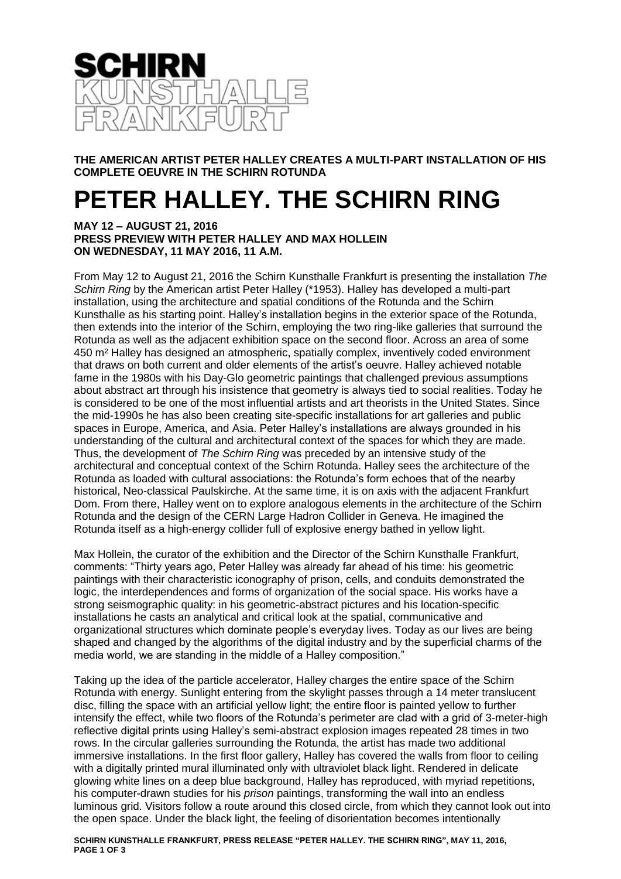**SCHIRN KUNSTHALLE FRANKFURT**

**THE AMERICAN ARTIST PETER HALLEY CREATES A MULTI-PART INSTALLATION OF HIS COMPLETE OEUVRE IN THE SCHIRN ROTUNDA**

# PETER HALLEY. THE SCHIRN RING

**MAY 12 – AUGUST 21, 2016**
**PRESS PREVIEW WITH PETER HALLEY AND MAX HOLLEIN ON WEDNESDAY, 11 MAY 2016, 11 A.M.**

From May 12 to August 21, 2016 the Schirn Kunsthalle Frankfurt is presenting the installation *The Schirn Ring* by the American artist Peter Halley (*1953). Halley has developed a multi-part installation, using the architecture and spatial conditions of the Rotunda and the Schirn Kunsthalle as his starting point. Halley's installation begins in the exterior space of the Rotunda, then extends into the interior of the Schirn, employing the two ring-like galleries that surround the Rotunda as well as the adjacent exhibition space on the second floor. Across an area of some 450 m² Halley has designed an atmospheric, spatially complex, inventively coded environment that draws on both current and older elements of the artist's oeuvre. Halley achieved notable fame in the 1980s with his Day-Glo geometric paintings that challenged previous assumptions about abstract art through his insistence that geometry is always tied to social realities. Today he is considered to be one of the most influential artists and art theorists in the United States. Since the mid-1990s he has also been creating site-specific installations for art galleries and public spaces in Europe, America, and Asia. Peter Halley's installations are always grounded in his understanding of the cultural and architectural context of the spaces for which they are made. Thus, the development of *The Schirn Ring* was preceded by an intensive study of the architectural and conceptual context of the Schirn Rotunda. Halley sees the architecture of the Rotunda as loaded with cultural associations: the Rotunda's form echoes that of the nearby historical, Neo-classical Paulskirche. At the same time, it is on axis with the adjacent Frankfurt Dom. From there, Halley went on to explore analogous elements in the architecture of the Schirn Rotunda and the design of the CERN Large Hadron Collider in Geneva. He imagined the Rotunda itself as a high-energy collider full of explosive energy bathed in yellow light.

Max Hollein, the curator of the exhibition and the Director of the Schirn Kunsthalle Frankfurt, comments: "Thirty years ago, Peter Halley was already far ahead of his time: his geometric paintings with their characteristic iconography of prison, cells, and conduits demonstrated the logic, the interdependences and forms of organization of the social space. His works have a strong seismographic quality: in his geometric-abstract pictures and his location-specific installations he casts an analytical and critical look at the spatial, communicative and organizational structures which dominate people's everyday lives. Today as our lives are being shaped and changed by the algorithms of the digital industry and by the superficial charms of the media world, we are standing in the middle of a Halley composition."

Taking up the idea of the particle accelerator, Halley charges the entire space of the Schirn Rotunda with energy. Sunlight entering from the skylight passes through a 14 meter translucent disc, filling the space with an artificial yellow light; the entire floor is painted yellow to further intensify the effect, while two floors of the Rotunda's perimeter are clad with a grid of 3-meter-high reflective digital prints using Halley's semi-abstract explosion images repeated 28 times in two rows. In the circular galleries surrounding the Rotunda, the artist has made two additional immersive installations. In the first floor gallery, Halley has covered the walls from floor to ceiling with a digitally printed mural illuminated only with ultraviolet black light. Rendered in delicate glowing white lines on a deep blue background, Halley has reproduced, with myriad repetitions, his computer-drawn studies for his *prison* paintings, transforming the wall into an endless luminous grid. Visitors follow a route around this closed circle, from which they cannot look out into the open space. Under the black light, the feeling of disorientation becomes intentionally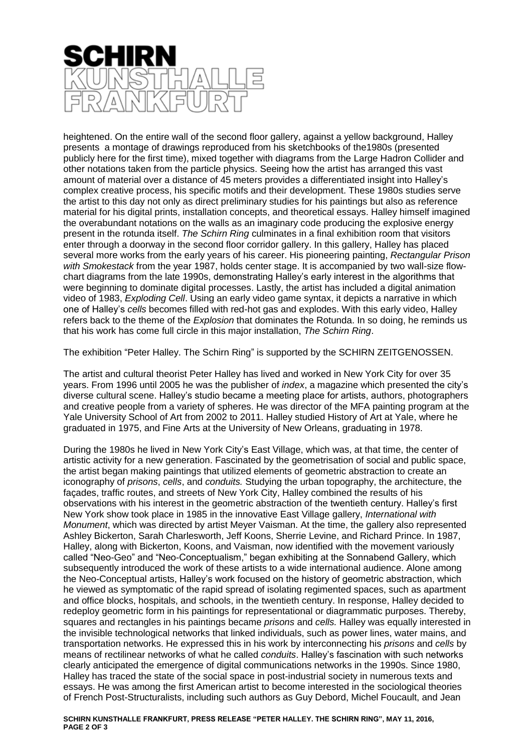heightened. On the entire wall of the second floor gallery, against a yellow background, Halley presents a montage of drawings reproduced from his sketchbooks of the1980s (presented publicly here for the first time), mixed together with diagrams from the Large Hadron Collider and other notations taken from the particle physics. Seeing how the artist has arranged this vast amount of material over a distance of 45 meters provides a differentiated insight into Halley's complex creative process, his specific motifs and their development. These 1980s studies serve the artist to this day not only as direct preliminary studies for his paintings but also as reference material for his digital prints, installation concepts, and theoretical essays. Halley himself imagined the overabundant notations on the walls as an imaginary code producing the explosive energy present in the rotunda itself. *The Schirn Ring* culminates in a final exhibition room that visitors enter through a doorway in the second floor corridor gallery. In this gallery, Halley has placed several more works from the early years of his career. His pioneering painting, *Rectangular Prison with Smokestack* from the year 1987, holds center stage. It is accompanied by two wall-size flow-chart diagrams from the late 1990s, demonstrating Halley's early interest in the algorithms that were beginning to dominate digital processes. Lastly, the artist has included a digital animation video of 1983, *Exploding Cell*. Using an early video game syntax, it depicts a narrative in which one of Halley's *cells* becomes filled with red-hot gas and explodes. With this early video, Halley refers back to the theme of the *Explosion* that dominates the Rotunda. In so doing, he reminds us that his work has come full circle in this major installation, *The Schirn Ring*.

The exhibition "Peter Halley. The Schirn Ring" is supported by the SCHIRN ZEITGENOSSEN.

The artist and cultural theorist Peter Halley has lived and worked in New York City for over 35 years. From 1996 until 2005 he was the publisher of *index*, a magazine which presented the city's diverse cultural scene. Halley's studio became a meeting place for artists, authors, photographers and creative people from a variety of spheres. He was director of the MFA painting program at the Yale University School of Art from 2002 to 2011. Halley studied History of Art at Yale, where he graduated in 1975, and Fine Arts at the University of New Orleans, graduating in 1978.

During the 1980s he lived in New York City's East Village, which was, at that time, the center of artistic activity for a new generation. Fascinated by the geometrisation of social and public space, the artist began making paintings that utilized elements of geometric abstraction to create an iconography of *prisons*, *cells*, and *conduits.* Studying the urban topography, the architecture, the façades, traffic routes, and streets of New York City, Halley combined the results of his observations with his interest in the geometric abstraction of the twentieth century. Halley's first New York show took place in 1985 in the innovative East Village gallery, *International with Monument*, which was directed by artist Meyer Vaisman. At the time, the gallery also represented Ashley Bickerton, Sarah Charlesworth, Jeff Koons, Sherrie Levine, and Richard Prince. In 1987, Halley, along with Bickerton, Koons, and Vaisman, now identified with the movement variously called "Neo-Geo" and "Neo-Conceptualism," began exhibiting at the Sonnabend Gallery, which subsequently introduced the work of these artists to a wide international audience. Alone among the Neo-Conceptual artists, Halley's work focused on the history of geometric abstraction, which he viewed as symptomatic of the rapid spread of isolating regimented spaces, such as apartment and office blocks, hospitals, and schools, in the twentieth century. In response, Halley decided to redeploy geometric form in his paintings for representational or diagrammatic purposes. Thereby, squares and rectangles in his paintings became *prisons* and *cells.* Halley was equally interested in the invisible technological networks that linked individuals, such as power lines, water mains, and transportation networks. He expressed this in his work by interconnecting his *prisons* and *cells* by means of rectilinear networks of what he called *conduits*. Halley's fascination with such networks clearly anticipated the emergence of digital communications networks in the 1990s. Since 1980, Halley has traced the state of the social space in post-industrial society in numerous texts and essays. He was among the first American artist to become interested in the sociological theories of French Post-Structuralists, including such authors as Guy Debord, Michel Foucault, and Jean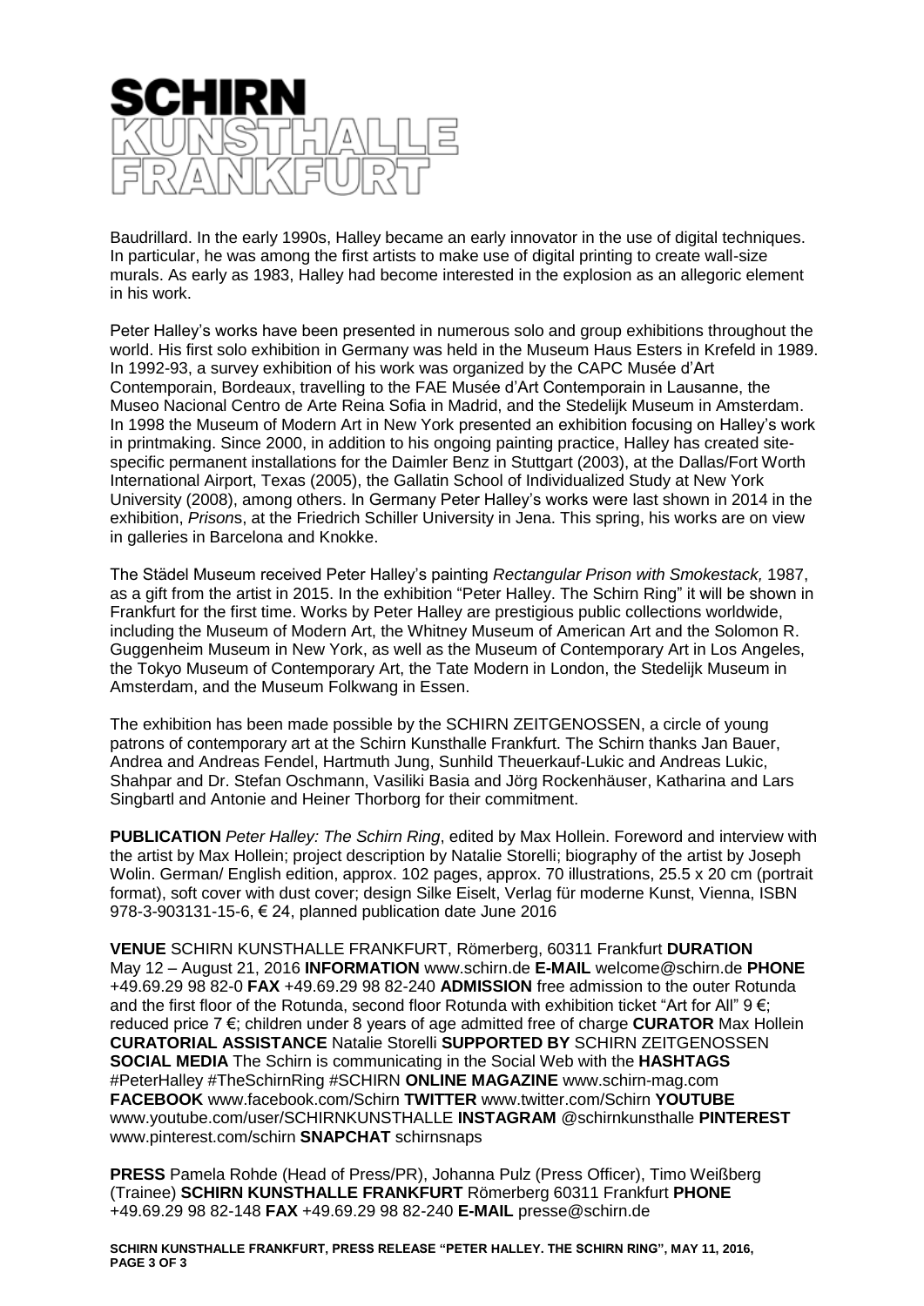Baudrillard. In the early 1990s, Halley became an early innovator in the use of digital techniques. In particular, he was among the first artists to make use of digital printing to create wall-size murals. As early as 1983, Halley had become interested in the explosion as an allegoric element in his work.

Peter Halley's works have been presented in numerous solo and group exhibitions throughout the world. His first solo exhibition in Germany was held in the Museum Haus Esters in Krefeld in 1989. In 1992-93, a survey exhibition of his work was organized by the CAPC Musée d'Art Contemporain, Bordeaux, travelling to the FAE Musée d'Art Contemporain in Lausanne, the Museo Nacional Centro de Arte Reina Sofia in Madrid, and the Stedelijk Museum in Amsterdam. In 1998 the Museum of Modern Art in New York presented an exhibition focusing on Halley's work in printmaking. Since 2000, in addition to his ongoing painting practice, Halley has created site-specific permanent installations for the Daimler Benz in Stuttgart (2003), at the Dallas/Fort Worth International Airport, Texas (2005), the Gallatin School of Individualized Study at New York University (2008), among others. In Germany Peter Halley's works were last shown in 2014 in the exhibition, *Prison*s, at the Friedrich Schiller University in Jena. This spring, his works are on view in galleries in Barcelona and Knokke.

The Städel Museum received Peter Halley's painting *Rectangular Prison with Smokestack,* 1987, as a gift from the artist in 2015. In the exhibition "Peter Halley. The Schirn Ring" it will be shown in Frankfurt for the first time. Works by Peter Halley are prestigious public collections worldwide, including the Museum of Modern Art, the Whitney Museum of American Art and the Solomon R. Guggenheim Museum in New York, as well as the Museum of Contemporary Art in Los Angeles, the Tokyo Museum of Contemporary Art, the Tate Modern in London, the Stedelijk Museum in Amsterdam, and the Museum Folkwang in Essen.

The exhibition has been made possible by the SCHIRN ZEITGENOSSEN, a circle of young patrons of contemporary art at the Schirn Kunsthalle Frankfurt. The Schirn thanks Jan Bauer, Andrea and Andreas Fendel, Hartmuth Jung, Sunhild Theuerkauf-Lukic and Andreas Lukic, Shahpar and Dr. Stefan Oschmann, Vasiliki Basia and Jörg Rockenhäuser, Katharina and Lars Singbartl and Antonie and Heiner Thorborg for their commitment.

**PUBLICATION** *Peter Halley: The Schirn Ring*, edited by Max Hollein. Foreword and interview with the artist by Max Hollein; project description by Natalie Storelli; biography of the artist by Joseph Wolin. German/ English edition, approx. 102 pages, approx. 70 illustrations, 25.5 x 20 cm (portrait format), soft cover with dust cover; design Silke Eiselt, Verlag für moderne Kunst, Vienna, ISBN 978-3-903131-15-6, € 24, planned publication date June 2016

**VENUE** SCHIRN KUNSTHALLE FRANKFURT, Römerberg, 60311 Frankfurt **DURATION** May 12 – August 21, 2016 **INFORMATION** www.schirn.de **E-MAIL** welcome@schirn.de **PHONE** +49.69.29 98 82-0 **FAX** +49.69.29 98 82-240 **ADMISSION** free admission to the outer Rotunda and the first floor of the Rotunda, second floor Rotunda with exhibition ticket "Art for All" 9 €; reduced price 7 €; children under 8 years of age admitted free of charge **CURATOR** Max Hollein **CURATORIAL ASSISTANCE** Natalie Storelli **SUPPORTED BY** SCHIRN ZEITGENOSSEN **SOCIAL MEDIA** The Schirn is communicating in the Social Web with the **HASHTAGS** #PeterHalley #TheSchirnRing #SCHIRN **ONLINE MAGAZINE** www.schirn-mag.com **FACEBOOK** www.facebook.com/Schirn **TWITTER** www.twitter.com/Schirn **YOUTUBE** www.youtube.com/user/SCHIRNKUNSTHALLE **INSTAGRAM** @schirnkunsthalle **PINTEREST** www.pinterest.com/schirn **SNAPCHAT** schirnsnaps

**PRESS** Pamela Rohde (Head of Press/PR), Johanna Pulz (Press Officer), Timo Weißberg (Trainee) **SCHIRN KUNSTHALLE FRANKFURT** Römerberg 60311 Frankfurt **PHONE** +49.69.29 98 82-148 **FAX** +49.69.29 98 82-240 **E-MAIL** presse@schirn.de